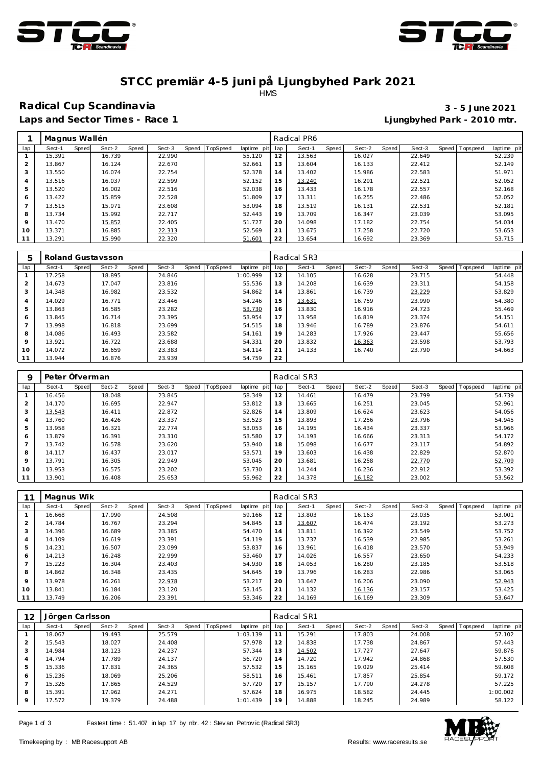# STCC premiär 4-5 juni på Ljungbyhed Park 2021

HMS

## Radical Cup Scandinavia

**3 - 5 June 2021**

**Laps and Sector Times - Race 1**

**Ljungbyhed Park - 2010 mtr.**

| 1 | Magnus Wallén | | | | | | | | Radical PR6 | | | | | | | | |
|---|---|---|---|---|---|---|---|---|---|---|---|---|---|---|---|---|---|
| lap | Sect-1 | Speed | Sect-2 | Speed | Sect-3 | Speed | TopSpeed | laptime pit | lap | Sect-1 | Speed | Sect-2 | Speed | Sect-3 | Speed | Topspeed | laptime pit |
| 1 | 15.391 | | 16.739 | | 22.990 | | | 55.120 | 12 | 13.563 | | 16.027 | | 22.649 | | | 52.239 |
| 2 | 13.867 | | 16.124 | | 22.670 | | | 52.661 | 13 | 13.604 | | 16.133 | | 22.412 | | | 52.149 |
| 3 | 13.550 | | 16.074 | | 22.754 | | | 52.378 | 14 | 13.402 | | 15.986 | | 22.583 | | | 51.971 |
| 4 | 13.516 | | 16.037 | | 22.599 | | | 52.152 | 15 | 13.240 | | 16.291 | | 22.521 | | | 52.052 |
| 5 | 13.520 | | 16.002 | | 22.516 | | | 52.038 | 16 | 13.433 | | 16.178 | | 22.557 | | | 52.168 |
| 6 | 13.422 | | 15.859 | | 22.528 | | | 51.809 | 17 | 13.311 | | 16.255 | | 22.486 | | | 52.052 |
| 7 | 13.515 | | 15.971 | | 23.608 | | | 53.094 | 18 | 13.519 | | 16.131 | | 22.531 | | | 52.181 |
| 8 | 13.734 | | 15.992 | | 22.717 | | | 52.443 | 19 | 13.709 | | 16.347 | | 23.039 | | | 53.095 |
| 9 | 13.470 | | 15.852 | | 22.405 | | | 51.727 | 20 | 14.098 | | 17.182 | | 22.754 | | | 54.034 |
| 10 | 13.371 | | 16.885 | | 22.313 | | | 52.569 | 21 | 13.675 | | 17.258 | | 22.720 | | | 53.653 |
| 11 | 13.291 | | 15.990 | | 22.320 | | | 51.601 | 22 | 13.654 | | 16.692 | | 23.369 | | | 53.715 |

| 5 | Roland Gustavsson | | | | | | | | Radical SR3 | | | | | | | | |
|---|---|---|---|---|---|---|---|---|---|---|---|---|---|---|---|---|---|
| lap | Sect-1 | Speed | Sect-2 | Speed | Sect-3 | Speed | TopSpeed | laptime pit | lap | Sect-1 | Speed | Sect-2 | Speed | Sect-3 | Speed | Topspeed | laptime pit |
| 1 | 17.258 | | 18.895 | | 24.846 | | | 1:00.999 | 12 | 14.105 | | 16.628 | | 23.715 | | | 54.448 |
| 2 | 14.673 | | 17.047 | | 23.816 | | | 55.536 | 13 | 14.208 | | 16.639 | | 23.311 | | | 54.158 |
| 3 | 14.348 | | 16.982 | | 23.532 | | | 54.862 | 14 | 13.861 | | 16.739 | | 23.229 | | | 53.829 |
| 4 | 14.029 | | 16.771 | | 23.446 | | | 54.246 | 15 | 13.631 | | 16.759 | | 23.990 | | | 54.380 |
| 5 | 13.863 | | 16.585 | | 23.282 | | | 53.730 | 16 | 13.830 | | 16.916 | | 24.723 | | | 55.469 |
| 6 | 13.845 | | 16.714 | | 23.395 | | | 53.954 | 17 | 13.958 | | 16.819 | | 23.374 | | | 54.151 |
| 7 | 13.998 | | 16.818 | | 23.699 | | | 54.515 | 18 | 13.946 | | 16.789 | | 23.876 | | | 54.611 |
| 8 | 14.086 | | 16.493 | | 23.582 | | | 54.161 | 19 | 14.283 | | 17.926 | | 23.447 | | | 55.656 |
| 9 | 13.921 | | 16.722 | | 23.688 | | | 54.331 | 20 | 13.832 | | 16.363 | | 23.598 | | | 53.793 |
| 10 | 14.072 | | 16.659 | | 23.383 | | | 54.114 | 21 | 14.133 | | 16.740 | | 23.790 | | | 54.663 |
| 11 | 13.944 | | 16.876 | | 23.939 | | | 54.759 | 22 | | | | | | | | |

| 9 | Peter Öfverman | | | | | | | | Radical SR3 | | | | | | | | |
|---|---|---|---|---|---|---|---|---|---|---|---|---|---|---|---|---|---|
| lap | Sect-1 | Speed | Sect-2 | Speed | Sect-3 | Speed | TopSpeed | laptime pit | lap | Sect-1 | Speed | Sect-2 | Speed | Sect-3 | Speed | Topspeed | laptime pit |
| 1 | 16.456 | | 18.048 | | 23.845 | | | 58.349 | 12 | 14.461 | | 16.479 | | 23.799 | | | 54.739 |
| 2 | 14.170 | | 16.695 | | 22.947 | | | 53.812 | 13 | 13.665 | | 16.251 | | 23.045 | | | 52.961 |
| 3 | 13.543 | | 16.411 | | 22.872 | | | 52.826 | 14 | 13.809 | | 16.624 | | 23.623 | | | 54.056 |
| 4 | 13.760 | | 16.426 | | 23.337 | | | 53.523 | 15 | 13.893 | | 17.256 | | 23.796 | | | 54.945 |
| 5 | 13.958 | | 16.321 | | 22.774 | | | 53.053 | 16 | 14.195 | | 16.434 | | 23.337 | | | 53.966 |
| 6 | 13.879 | | 16.391 | | 23.310 | | | 53.580 | 17 | 14.193 | | 16.666 | | 23.313 | | | 54.172 |
| 7 | 13.742 | | 16.578 | | 23.620 | | | 53.940 | 18 | 15.098 | | 16.677 | | 23.117 | | | 54.892 |
| 8 | 14.117 | | 16.437 | | 23.017 | | | 53.571 | 19 | 13.603 | | 16.438 | | 22.829 | | | 52.870 |
| 9 | 13.791 | | 16.305 | | 22.949 | | | 53.045 | 20 | 13.681 | | 16.258 | | 22.770 | | | 52.709 |
| 10 | 13.953 | | 16.575 | | 23.202 | | | 53.730 | 21 | 14.244 | | 16.236 | | 22.912 | | | 53.392 |
| 11 | 13.901 | | 16.408 | | 25.653 | | | 55.962 | 22 | 14.378 | | 16.182 | | 23.002 | | | 53.562 |

| 11 | Magnus Wik | | | | | | | | Radical SR3 | | | | | | | | |
|---|---|---|---|---|---|---|---|---|---|---|---|---|---|---|---|---|---|
| lap | Sect-1 | Speed | Sect-2 | Speed | Sect-3 | Speed | TopSpeed | laptime pit | lap | Sect-1 | Speed | Sect-2 | Speed | Sect-3 | Speed | Topspeed | laptime pit |
| 1 | 16.668 | | 17.990 | | 24.508 | | | 59.166 | 12 | 13.803 | | 16.163 | | 23.035 | | | 53.001 |
| 2 | 14.784 | | 16.767 | | 23.294 | | | 54.845 | 13 | 13.607 | | 16.474 | | 23.192 | | | 53.273 |
| 3 | 14.396 | | 16.689 | | 23.385 | | | 54.470 | 14 | 13.811 | | 16.392 | | 23.549 | | | 53.752 |
| 4 | 14.109 | | 16.619 | | 23.391 | | | 54.119 | 15 | 13.737 | | 16.539 | | 22.985 | | | 53.261 |
| 5 | 14.231 | | 16.507 | | 23.099 | | | 53.837 | 16 | 13.961 | | 16.418 | | 23.570 | | | 53.949 |
| 6 | 14.213 | | 16.248 | | 22.999 | | | 53.460 | 17 | 14.026 | | 16.557 | | 23.650 | | | 54.233 |
| 7 | 15.223 | | 16.304 | | 23.403 | | | 54.930 | 18 | 14.053 | | 16.280 | | 23.185 | | | 53.518 |
| 8 | 14.862 | | 16.348 | | 23.435 | | | 54.645 | 19 | 13.796 | | 16.283 | | 22.986 | | | 53.065 |
| 9 | 13.978 | | 16.261 | | 22.978 | | | 53.217 | 20 | 13.647 | | 16.206 | | 23.090 | | | 52.943 |
| 10 | 13.841 | | 16.184 | | 23.120 | | | 53.145 | 21 | 14.132 | | 16.136 | | 23.157 | | | 53.425 |
| 11 | 13.749 | | 16.206 | | 23.391 | | | 53.346 | 22 | 14.169 | | 16.169 | | 23.309 | | | 53.647 |

| 12 | Jörgen Carlsson | | | | | | | | Radical SR1 | | | | | | | | |
|---|---|---|---|---|---|---|---|---|---|---|---|---|---|---|---|---|---|
| lap | Sect-1 | Speed | Sect-2 | Speed | Sect-3 | Speed | TopSpeed | laptime pit | lap | Sect-1 | Speed | Sect-2 | Speed | Sect-3 | Speed | Topspeed | laptime pit |
| 1 | 18.067 | | 19.493 | | 25.579 | | | 1:03.139 | 11 | 15.291 | | 17.803 | | 24.008 | | | 57.102 |
| 2 | 15.543 | | 18.027 | | 24.408 | | | 57.978 | 12 | 14.838 | | 17.738 | | 24.867 | | | 57.443 |
| 3 | 14.984 | | 18.123 | | 24.237 | | | 57.344 | 13 | 14.502 | | 17.727 | | 27.647 | | | 59.876 |
| 4 | 14.794 | | 17.789 | | 24.137 | | | 56.720 | 14 | 14.720 | | 17.942 | | 24.868 | | | 57.530 |
| 5 | 15.336 | | 17.831 | | 24.365 | | | 57.532 | 15 | 15.165 | | 19.029 | | 25.414 | | | 59.608 |
| 6 | 15.236 | | 18.069 | | 25.206 | | | 58.511 | 16 | 15.461 | | 17.857 | | 25.854 | | | 59.172 |
| 7 | 15.326 | | 17.865 | | 24.529 | | | 57.720 | 17 | 15.157 | | 17.790 | | 24.278 | | | 57.225 |
| 8 | 15.391 | | 17.962 | | 24.271 | | | 57.624 | 18 | 16.975 | | 18.582 | | 24.445 | | | 1:00.002 |
| 9 | 17.572 | | 19.379 | | 24.488 | | | 1:01.439 | 19 | 14.888 | | 18.245 | | 24.989 | | | 58.122 |

Fastest time : 51.407 in lap 17 by nbr. 42 : Stevan Petrovic (Radical SR3)

Timekeeping by : MB Racesupport AB

Results: www.raceresults.se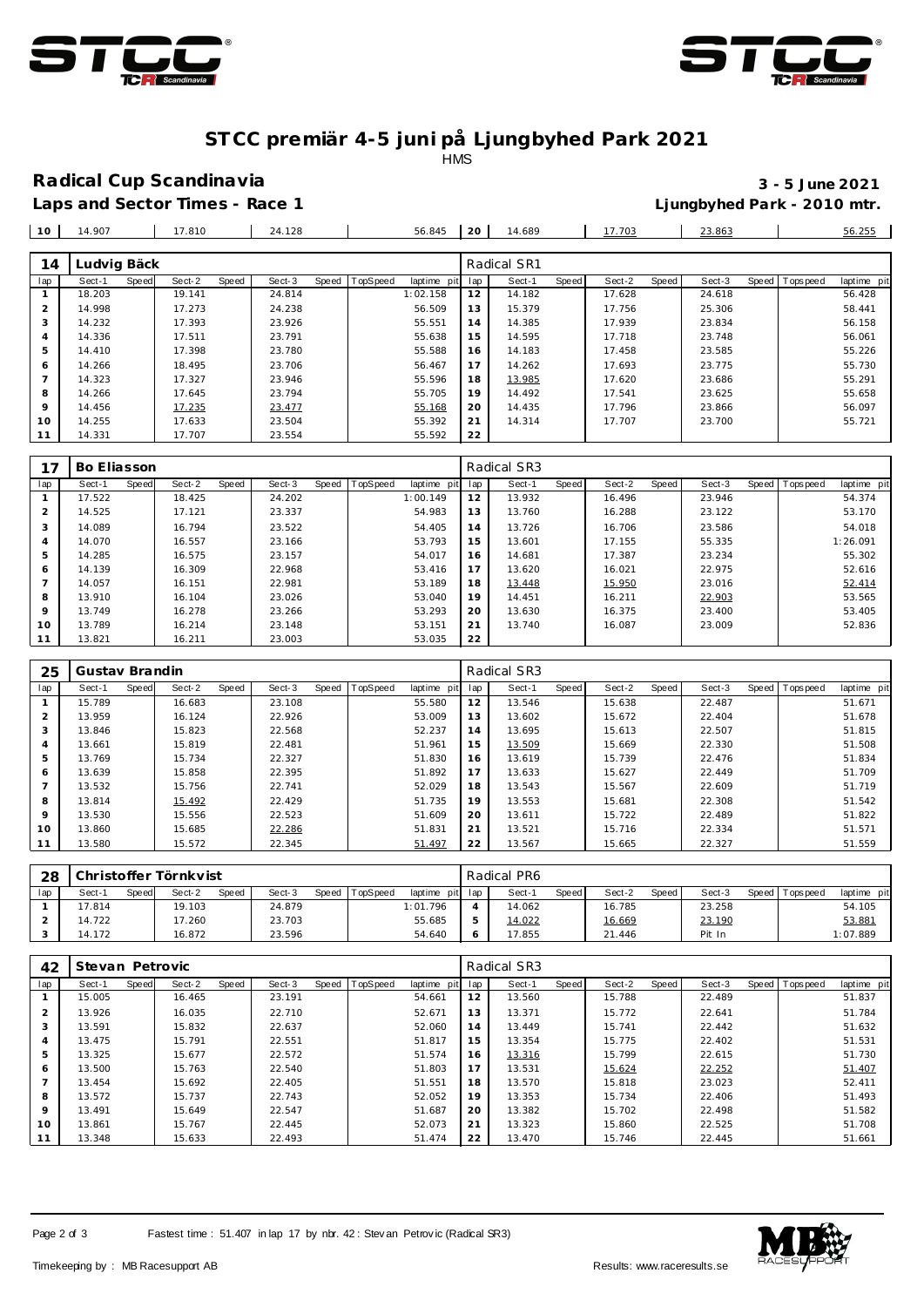# STCC premiär 4-5 juni på Ljungbyhed Park 2021

HMS

## Radical Cup Scandinavia

**3 - 5 June 2021**

**Laps and Sector Times - Race 1**

**Ljungbyhed Park - 2010 mtr.**

| 10 | 14.907 | 17.810 | 24.128 | 56.845 | 20 | 14.689 | 17.703 | 23.863 | 56.255 |
|---|---|---|---|---|---|---|---|---|---|

### 14 Ludvig Bäck — Radical SR1

| lap | Sect-1 | Speed | Sect-2 | Speed | Sect-3 | Speed | TopSpeed | laptime pit | lap | Sect-1 | Speed | Sect-2 | Speed | Sect-3 | Speed | Topspeed | laptime pit |
|---|---|---|---|---|---|---|---|---|---|---|---|---|---|---|---|---|---|
| 1 | 18.203 | | 19.141 | | 24.814 | | | 1:02.158 | 12 | 14.182 | | 17.628 | | 24.618 | | | 56.428 |
| 2 | 14.998 | | 17.273 | | 24.238 | | | 56.509 | 13 | 15.379 | | 17.756 | | 25.306 | | | 58.441 |
| 3 | 14.232 | | 17.393 | | 23.926 | | | 55.551 | 14 | 14.385 | | 17.939 | | 23.834 | | | 56.158 |
| 4 | 14.336 | | 17.511 | | 23.791 | | | 55.638 | 15 | 14.595 | | 17.718 | | 23.748 | | | 56.061 |
| 5 | 14.410 | | 17.398 | | 23.780 | | | 55.588 | 16 | 14.183 | | 17.458 | | 23.585 | | | 55.226 |
| 6 | 14.266 | | 18.495 | | 23.706 | | | 56.467 | 17 | 14.262 | | 17.693 | | 23.775 | | | 55.730 |
| 7 | 14.323 | | 17.327 | | 23.946 | | | 55.596 | 18 | 13.985 | | 17.620 | | 23.686 | | | 55.291 |
| 8 | 14.266 | | 17.645 | | 23.794 | | | 55.705 | 19 | 14.492 | | 17.541 | | 23.625 | | | 55.658 |
| 9 | 14.456 | | 17.235 | | 23.477 | | | 55.168 | 20 | 14.435 | | 17.796 | | 23.866 | | | 56.097 |
| 10 | 14.255 | | 17.633 | | 23.504 | | | 55.392 | 21 | 14.314 | | 17.707 | | 23.700 | | | 55.721 |
| 11 | 14.331 | | 17.707 | | 23.554 | | | 55.592 | 22 | | | | | | | | |

### 17 Bo Eliasson — Radical SR3

| lap | Sect-1 | Speed | Sect-2 | Speed | Sect-3 | Speed | TopSpeed | laptime pit | lap | Sect-1 | Speed | Sect-2 | Speed | Sect-3 | Speed | Topspeed | laptime pit |
|---|---|---|---|---|---|---|---|---|---|---|---|---|---|---|---|---|---|
| 1 | 17.522 | | 18.425 | | 24.202 | | | 1:00.149 | 12 | 13.932 | | 16.496 | | 23.946 | | | 54.374 |
| 2 | 14.525 | | 17.121 | | 23.337 | | | 54.983 | 13 | 13.760 | | 16.288 | | 23.122 | | | 53.170 |
| 3 | 14.089 | | 16.794 | | 23.522 | | | 54.405 | 14 | 13.726 | | 16.706 | | 23.586 | | | 54.018 |
| 4 | 14.070 | | 16.557 | | 23.166 | | | 53.793 | 15 | 13.601 | | 17.155 | | 55.335 | | | 1:26.091 |
| 5 | 14.285 | | 16.575 | | 23.157 | | | 54.017 | 16 | 14.681 | | 17.387 | | 23.234 | | | 55.302 |
| 6 | 14.139 | | 16.309 | | 22.968 | | | 53.416 | 17 | 13.620 | | 16.021 | | 22.975 | | | 52.616 |
| 7 | 14.057 | | 16.151 | | 22.981 | | | 53.189 | 18 | 13.448 | | 15.950 | | 23.016 | | | 52.414 |
| 8 | 13.910 | | 16.104 | | 23.026 | | | 53.040 | 19 | 14.451 | | 16.211 | | 22.903 | | | 53.565 |
| 9 | 13.749 | | 16.278 | | 23.266 | | | 53.293 | 20 | 13.630 | | 16.375 | | 23.400 | | | 53.405 |
| 10 | 13.789 | | 16.214 | | 23.148 | | | 53.151 | 21 | 13.740 | | 16.087 | | 23.009 | | | 52.836 |
| 11 | 13.821 | | 16.211 | | 23.003 | | | 53.035 | 22 | | | | | | | | |

### 25 Gustav Brandin — Radical SR3

| lap | Sect-1 | Speed | Sect-2 | Speed | Sect-3 | Speed | TopSpeed | laptime pit | lap | Sect-1 | Speed | Sect-2 | Speed | Sect-3 | Speed | Topspeed | laptime pit |
|---|---|---|---|---|---|---|---|---|---|---|---|---|---|---|---|---|---|
| 1 | 15.789 | | 16.683 | | 23.108 | | | 55.580 | 12 | 13.546 | | 15.638 | | 22.487 | | | 51.671 |
| 2 | 13.959 | | 16.124 | | 22.926 | | | 53.009 | 13 | 13.602 | | 15.672 | | 22.404 | | | 51.678 |
| 3 | 13.846 | | 15.823 | | 22.568 | | | 52.237 | 14 | 13.695 | | 15.613 | | 22.507 | | | 51.815 |
| 4 | 13.661 | | 15.819 | | 22.481 | | | 51.961 | 15 | 13.509 | | 15.669 | | 22.330 | | | 51.508 |
| 5 | 13.769 | | 15.734 | | 22.327 | | | 51.830 | 16 | 13.619 | | 15.739 | | 22.476 | | | 51.834 |
| 6 | 13.639 | | 15.858 | | 22.395 | | | 51.892 | 17 | 13.633 | | 15.627 | | 22.449 | | | 51.709 |
| 7 | 13.532 | | 15.756 | | 22.741 | | | 52.029 | 18 | 13.543 | | 15.567 | | 22.609 | | | 51.719 |
| 8 | 13.814 | | 15.492 | | 22.429 | | | 51.735 | 19 | 13.553 | | 15.681 | | 22.308 | | | 51.542 |
| 9 | 13.530 | | 15.556 | | 22.523 | | | 51.609 | 20 | 13.611 | | 15.722 | | 22.489 | | | 51.822 |
| 10 | 13.860 | | 15.685 | | 22.286 | | | 51.831 | 21 | 13.521 | | 15.716 | | 22.334 | | | 51.571 |
| 11 | 13.580 | | 15.572 | | 22.345 | | | 51.497 | 22 | 13.567 | | 15.665 | | 22.327 | | | 51.559 |

### 28 Christoffer Törnkvist — Radical PR6

| lap | Sect-1 | Speed | Sect-2 | Speed | Sect-3 | Speed | TopSpeed | laptime pit | lap | Sect-1 | Speed | Sect-2 | Speed | Sect-3 | Speed | Topspeed | laptime pit |
|---|---|---|---|---|---|---|---|---|---|---|---|---|---|---|---|---|---|
| 1 | 17.814 | | 19.103 | | 24.879 | | | 1:01.796 | 4 | 14.062 | | 16.785 | | 23.258 | | | 54.105 |
| 2 | 14.722 | | 17.260 | | 23.703 | | | 55.685 | 5 | 14.022 | | 16.669 | | 23.190 | | | 53.881 |
| 3 | 14.172 | | 16.872 | | 23.596 | | | 54.640 | 6 | 17.855 | | 21.446 | | Pit In | | | 1:07.889 |

### 42 Stevan Petrovic — Radical SR3

| lap | Sect-1 | Speed | Sect-2 | Speed | Sect-3 | Speed | TopSpeed | laptime pit | lap | Sect-1 | Speed | Sect-2 | Speed | Sect-3 | Speed | Topspeed | laptime pit |
|---|---|---|---|---|---|---|---|---|---|---|---|---|---|---|---|---|---|
| 1 | 15.005 | | 16.465 | | 23.191 | | | 54.661 | 12 | 13.560 | | 15.788 | | 22.489 | | | 51.837 |
| 2 | 13.926 | | 16.035 | | 22.710 | | | 52.671 | 13 | 13.371 | | 15.772 | | 22.641 | | | 51.784 |
| 3 | 13.591 | | 15.832 | | 22.637 | | | 52.060 | 14 | 13.449 | | 15.741 | | 22.442 | | | 51.632 |
| 4 | 13.475 | | 15.791 | | 22.551 | | | 51.817 | 15 | 13.354 | | 15.775 | | 22.402 | | | 51.531 |
| 5 | 13.325 | | 15.677 | | 22.572 | | | 51.574 | 16 | 13.316 | | 15.799 | | 22.615 | | | 51.730 |
| 6 | 13.500 | | 15.763 | | 22.540 | | | 51.803 | 17 | 13.531 | | 15.624 | | 22.252 | | | 51.407 |
| 7 | 13.454 | | 15.692 | | 22.405 | | | 51.551 | 18 | 13.570 | | 15.818 | | 23.023 | | | 52.411 |
| 8 | 13.572 | | 15.737 | | 22.743 | | | 52.052 | 19 | 13.353 | | 15.734 | | 22.406 | | | 51.493 |
| 9 | 13.491 | | 15.649 | | 22.547 | | | 51.687 | 20 | 13.382 | | 15.702 | | 22.498 | | | 51.582 |
| 10 | 13.861 | | 15.767 | | 22.445 | | | 52.073 | 21 | 13.323 | | 15.860 | | 22.525 | | | 51.708 |
| 11 | 13.348 | | 15.633 | | 22.493 | | | 51.474 | 22 | 13.470 | | 15.746 | | 22.445 | | | 51.661 |

Fastest time : 51.407 in lap 17 by nbr. 42 : Stevan Petrovic (Radical SR3)

Timekeeping by : MB Racesupport AB

Results: www.raceresults.se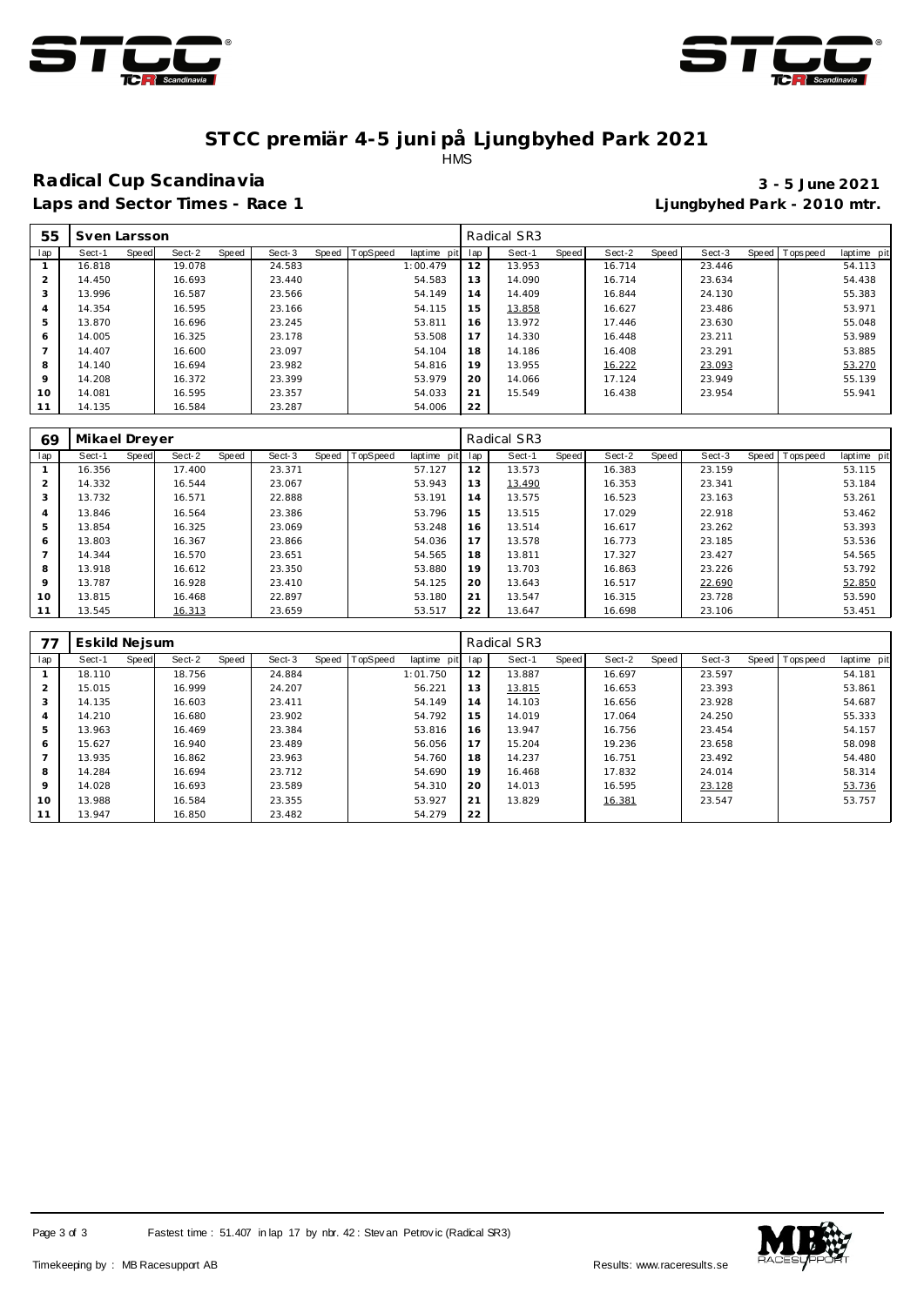# STCC premiär 4-5 juni på Ljungbyhed Park 2021

HMS

## Radical Cup Scandinavia

**3 - 5 June 2021**

**Laps and Sector Times - Race 1**

**Ljungbyhed Park - 2010 mtr.**

| 55 | Sven Larsson | | | | | | | | Radical SR3 | | | | | | | | |
|---|---|---|---|---|---|---|---|---|---|---|---|---|---|---|---|---|---|
| lap | Sect-1 | Speed | Sect-2 | Speed | Sect-3 | Speed | TopSpeed | laptime pit | lap | Sect-1 | Speed | Sect-2 | Speed | Sect-3 | Speed | Topspeed | laptime pit |
| 1 | 16.818 | | 19.078 | | 24.583 | | | 1:00.479 | 12 | 13.953 | | 16.714 | | 23.446 | | | 54.113 |
| 2 | 14.450 | | 16.693 | | 23.440 | | | 54.583 | 13 | 14.090 | | 16.714 | | 23.634 | | | 54.438 |
| 3 | 13.996 | | 16.587 | | 23.566 | | | 54.149 | 14 | 14.409 | | 16.844 | | 24.130 | | | 55.383 |
| 4 | 14.354 | | 16.595 | | 23.166 | | | 54.115 | 15 | 13.858 | | 16.627 | | 23.486 | | | 53.971 |
| 5 | 13.870 | | 16.696 | | 23.245 | | | 53.811 | 16 | 13.972 | | 17.446 | | 23.630 | | | 55.048 |
| 6 | 14.005 | | 16.325 | | 23.178 | | | 53.508 | 17 | 14.330 | | 16.448 | | 23.211 | | | 53.989 |
| 7 | 14.407 | | 16.600 | | 23.097 | | | 54.104 | 18 | 14.186 | | 16.408 | | 23.291 | | | 53.885 |
| 8 | 14.140 | | 16.694 | | 23.982 | | | 54.816 | 19 | 13.955 | | 16.222 | | 23.093 | | | 53.270 |
| 9 | 14.208 | | 16.372 | | 23.399 | | | 53.979 | 20 | 14.066 | | 17.124 | | 23.949 | | | 55.139 |
| 10 | 14.081 | | 16.595 | | 23.357 | | | 54.033 | 21 | 15.549 | | 16.438 | | 23.954 | | | 55.941 |
| 11 | 14.135 | | 16.584 | | 23.287 | | | 54.006 | 22 | | | | | | | | |

| 69 | Mikael Dreyer | | | | | | | | Radical SR3 | | | | | | | | |
|---|---|---|---|---|---|---|---|---|---|---|---|---|---|---|---|---|---|
| lap | Sect-1 | Speed | Sect-2 | Speed | Sect-3 | Speed | TopSpeed | laptime pit | lap | Sect-1 | Speed | Sect-2 | Speed | Sect-3 | Speed | Topspeed | laptime pit |
| 1 | 16.356 | | 17.400 | | 23.371 | | | 57.127 | 12 | 13.573 | | 16.383 | | 23.159 | | | 53.115 |
| 2 | 14.332 | | 16.544 | | 23.067 | | | 53.943 | 13 | 13.490 | | 16.353 | | 23.341 | | | 53.184 |
| 3 | 13.732 | | 16.571 | | 22.888 | | | 53.191 | 14 | 13.575 | | 16.523 | | 23.163 | | | 53.261 |
| 4 | 13.846 | | 16.564 | | 23.386 | | | 53.796 | 15 | 13.515 | | 17.029 | | 22.918 | | | 53.462 |
| 5 | 13.854 | | 16.325 | | 23.069 | | | 53.248 | 16 | 13.514 | | 16.617 | | 23.262 | | | 53.393 |
| 6 | 13.803 | | 16.367 | | 23.866 | | | 54.036 | 17 | 13.578 | | 16.773 | | 23.185 | | | 53.536 |
| 7 | 14.344 | | 16.570 | | 23.651 | | | 54.565 | 18 | 13.811 | | 17.327 | | 23.427 | | | 54.565 |
| 8 | 13.918 | | 16.612 | | 23.350 | | | 53.880 | 19 | 13.703 | | 16.863 | | 23.226 | | | 53.792 |
| 9 | 13.787 | | 16.928 | | 23.410 | | | 54.125 | 20 | 13.643 | | 16.517 | | 22.690 | | | 52.850 |
| 10 | 13.815 | | 16.468 | | 22.897 | | | 53.180 | 21 | 13.547 | | 16.315 | | 23.728 | | | 53.590 |
| 11 | 13.545 | | 16.313 | | 23.659 | | | 53.517 | 22 | 13.647 | | 16.698 | | 23.106 | | | 53.451 |

| 77 | Eskild Nejsum | | | | | | | | Radical SR3 | | | | | | | | |
|---|---|---|---|---|---|---|---|---|---|---|---|---|---|---|---|---|---|
| lap | Sect-1 | Speed | Sect-2 | Speed | Sect-3 | Speed | TopSpeed | laptime pit | lap | Sect-1 | Speed | Sect-2 | Speed | Sect-3 | Speed | Topspeed | laptime pit |
| 1 | 18.110 | | 18.756 | | 24.884 | | | 1:01.750 | 12 | 13.887 | | 16.697 | | 23.597 | | | 54.181 |
| 2 | 15.015 | | 16.999 | | 24.207 | | | 56.221 | 13 | 13.815 | | 16.653 | | 23.393 | | | 53.861 |
| 3 | 14.135 | | 16.603 | | 23.411 | | | 54.149 | 14 | 14.103 | | 16.656 | | 23.928 | | | 54.687 |
| 4 | 14.210 | | 16.680 | | 23.902 | | | 54.792 | 15 | 14.019 | | 17.064 | | 24.250 | | | 55.333 |
| 5 | 13.963 | | 16.469 | | 23.384 | | | 53.816 | 16 | 13.947 | | 16.756 | | 23.454 | | | 54.157 |
| 6 | 15.627 | | 16.940 | | 23.489 | | | 56.056 | 17 | 15.204 | | 19.236 | | 23.658 | | | 58.098 |
| 7 | 13.935 | | 16.862 | | 23.963 | | | 54.760 | 18 | 14.237 | | 16.751 | | 23.492 | | | 54.480 |
| 8 | 14.284 | | 16.694 | | 23.712 | | | 54.690 | 19 | 16.468 | | 17.832 | | 24.014 | | | 58.314 |
| 9 | 14.028 | | 16.693 | | 23.589 | | | 54.310 | 20 | 14.013 | | 16.595 | | 23.128 | | | 53.736 |
| 10 | 13.988 | | 16.584 | | 23.355 | | | 53.927 | 21 | 13.829 | | 16.381 | | 23.547 | | | 53.757 |
| 11 | 13.947 | | 16.850 | | 23.482 | | | 54.279 | 22 | | | | | | | | |

Fastest time : 51.407 in lap 17 by nbr. 42 : Stevan Petrovic (Radical SR3)

Timekeeping by : MB Racesupport AB

Results: www.raceresults.se